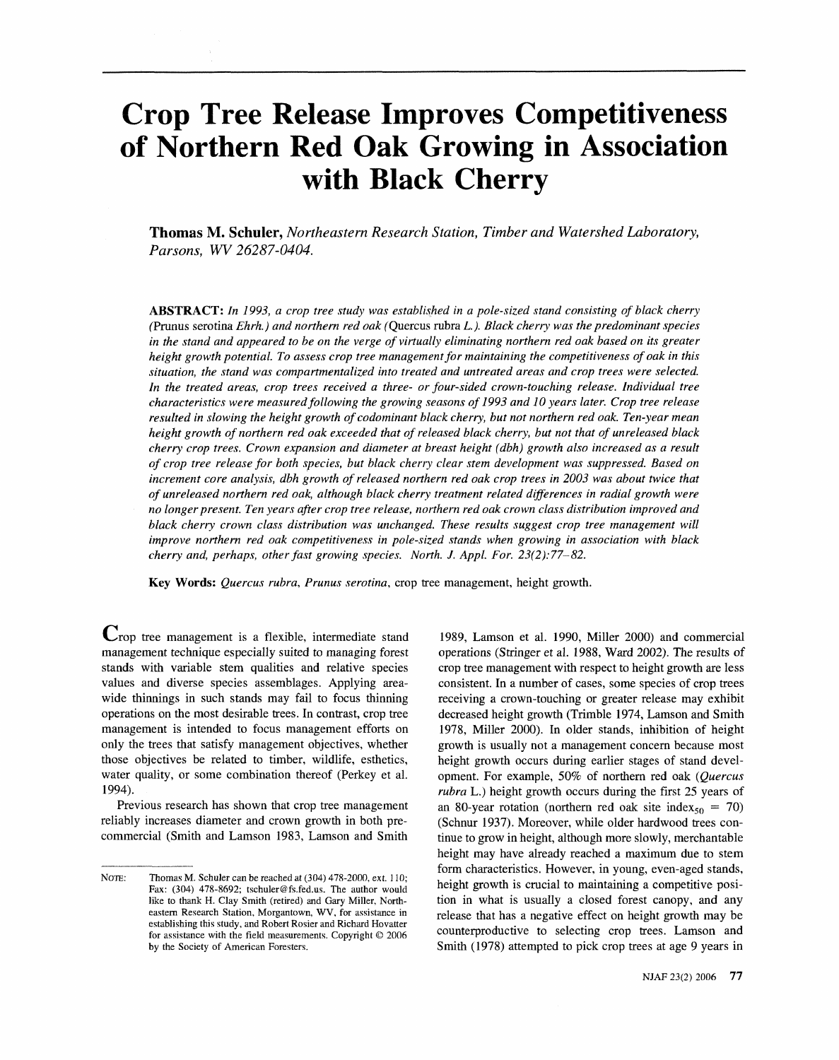# Crop Tree Release Improves Competitiveness of Northern Red Oak Growing in Association with Black Cherry

**Thomas M. Schuler,** *Northeastern Research Station, Timber and Watershed Laboratory, Parsons, WV 26287-0404.*

**ABSTRACT:** *In 1993, a crop tree study was established in a pole-sized stand consisting of black cherry (*Prunus serotina *Ehrh.) and northern red oak (*Quercus rubra *L.). Black cherry was the predominant species in the stand and appeared to be on the verge of virtually eliminating northern red oak based on its greater height growth potential. To assess crop tree management for maintaining the competitiveness of oak in this situation, the stand was compartmentalized into treated and untreated areas and crop trees were selected. In the treated areas, crop trees received a three- or four-sided crown-touching release. Individual tree characteristics were measured following the growing seasons of 1993 and 10 years later. Crop tree release resulted in slowing the height growth of codominant black cherry, but not northern red oak. Ten-year mean height growth of northern red oak exceeded that of released black cherry, but not that of unreleased black cherry crop trees. Crown expansion and diameter at breast height (dbh) growth also increased as a result of crop tree release for both species, but black cherry clear stem development was suppressed. Based on increment core analysis, dbh growth of released northern red oak crop trees in 2003 was about twice that of unreleased northern red oak, although black cherry treatment related differences in radial growth were no longer present. Ten years after crop tree release, northern red oak crown class distribution improved and black cherry crown class distribution was unchanged. These results suggest crop tree management will improve northern red oak competitiveness in pole-sized stands when growing in association with black cherry and, perhaps, other fast growing species. North. J. Appl. For. 23(2):77–82.*

**Key Words:** *Quercus rubra, Prunus serotina,* crop tree management, height growth.

Crop tree management is a flexible, intermediate stand management technique especially suited to managing forest stands with variable stem qualities and relative species values and diverse species assemblages. Applying area-wide thinnings in such stands may fail to focus thinning operations on the most desirable trees. In contrast, crop tree management is intended to focus management efforts on only the trees that satisfy management objectives, whether those objectives be related to timber, wildlife, esthetics, water quality, or some combination thereof (Perkey et al. 1994).

Previous research has shown that crop tree management reliably increases diameter and crown growth in both pre-commercial (Smith and Lamson 1983, Lamson and Smith 1989, Lamson et al. 1990, Miller 2000) and commercial operations (Stringer et al. 1988, Ward 2002). The results of crop tree management with respect to height growth are less consistent. In a number of cases, some species of crop trees receiving a crown-touching or greater release may exhibit decreased height growth (Trimble 1974, Lamson and Smith 1978, Miller 2000). In older stands, inhibition of height growth is usually not a management concern because most height growth occurs during earlier stages of stand development. For example, 50% of northern red oak (*Quercus rubra* L.) height growth occurs during the first 25 years of an 80-year rotation (northern red oak site index$_{50}$ = 70) (Schnur 1937). Moreover, while older hardwood trees continue to grow in height, although more slowly, merchantable height may have already reached a maximum due to stem form characteristics. However, in young, even-aged stands, height growth is crucial to maintaining a competitive position in what is usually a closed forest canopy, and any release that has a negative effect on height growth may be counterproductive to selecting crop trees. Lamson and Smith (1978) attempted to pick crop trees at age 9 years in

NOTE: Thomas M. Schuler can be reached at (304) 478-2000, ext. 110; Fax: (304) 478-8692; tschuler@fs.fed.us. The author would like to thank H. Clay Smith (retired) and Gary Miller, Northeastern Research Station, Morgantown, WV, for assistance in establishing this study, and Robert Rosier and Richard Hovatter for assistance with the field measurements. Copyright © 2006 by the Society of American Foresters.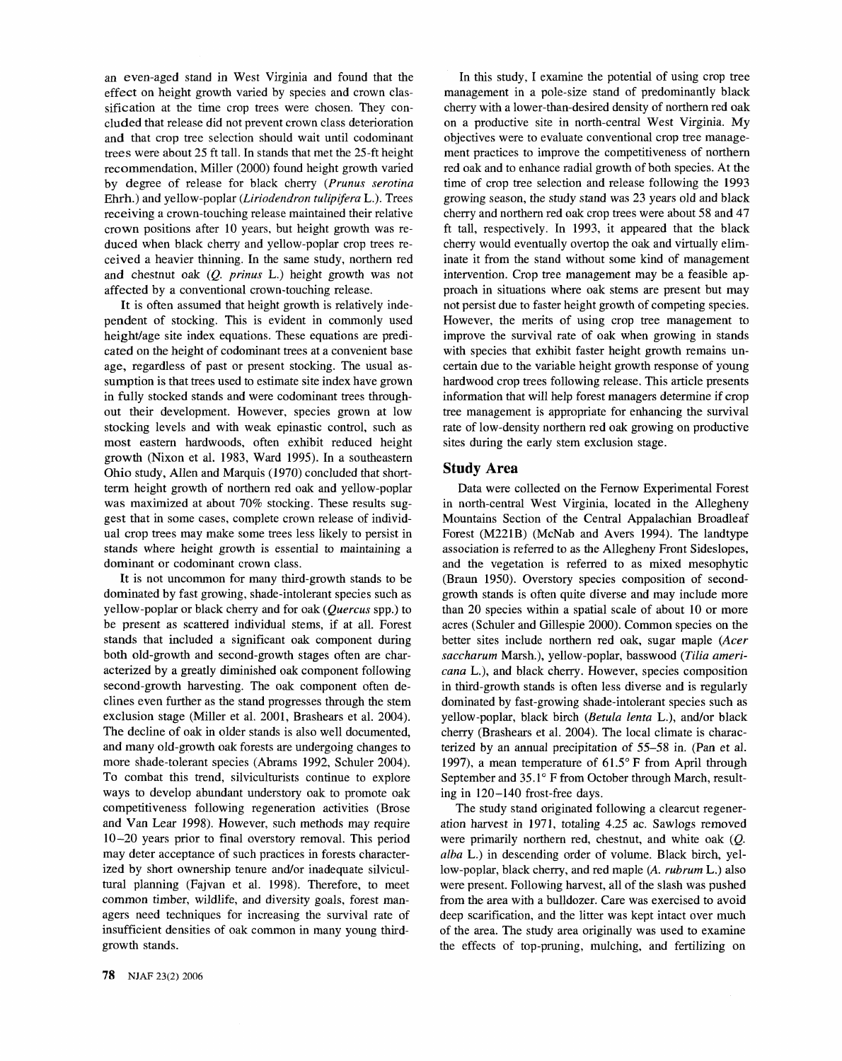an even-aged stand in West Virginia and found that the effect on height growth varied by species and crown classification at the time crop trees were chosen. They concluded that release did not prevent crown class deterioration and that crop tree selection should wait until codominant trees were about 25 ft tall. In stands that met the 25-ft height recommendation, Miller (2000) found height growth varied by degree of release for black cherry (*Prunus serotina* Ehrh.) and yellow-poplar (*Liriodendron tulipifera* L.). Trees receiving a crown-touching release maintained their relative crown positions after 10 years, but height growth was reduced when black cherry and yellow-poplar crop trees received a heavier thinning. In the same study, northern red and chestnut oak (*Q. prinus* L.) height growth was not affected by a conventional crown-touching release.

It is often assumed that height growth is relatively independent of stocking. This is evident in commonly used height/age site index equations. These equations are predicated on the height of codominant trees at a convenient base age, regardless of past or present stocking. The usual assumption is that trees used to estimate site index have grown in fully stocked stands and were codominant trees throughout their development. However, species grown at low stocking levels and with weak epinastic control, such as most eastern hardwoods, often exhibit reduced height growth (Nixon et al. 1983, Ward 1995). In a southeastern Ohio study, Allen and Marquis (1970) concluded that short-term height growth of northern red oak and yellow-poplar was maximized at about 70% stocking. These results suggest that in some cases, complete crown release of individual crop trees may make some trees less likely to persist in stands where height growth is essential to maintaining a dominant or codominant crown class.

It is not uncommon for many third-growth stands to be dominated by fast growing, shade-intolerant species such as yellow-poplar or black cherry and for oak (*Quercus* spp.) to be present as scattered individual stems, if at all. Forest stands that included a significant oak component during both old-growth and second-growth stages often are characterized by a greatly diminished oak component following second-growth harvesting. The oak component often declines even further as the stand progresses through the stem exclusion stage (Miller et al. 2001, Brashears et al. 2004). The decline of oak in older stands is also well documented, and many old-growth oak forests are undergoing changes to more shade-tolerant species (Abrams 1992, Schuler 2004). To combat this trend, silviculturists continue to explore ways to develop abundant understory oak to promote oak competitiveness following regeneration activities (Brose and Van Lear 1998). However, such methods may require 10–20 years prior to final overstory removal. This period may deter acceptance of such practices in forests characterized by short ownership tenure and/or inadequate silvicultural planning (Fajvan et al. 1998). Therefore, to meet common timber, wildlife, and diversity goals, forest managers need techniques for increasing the survival rate of insufficient densities of oak common in many young third-growth stands.

In this study, I examine the potential of using crop tree management in a pole-size stand of predominantly black cherry with a lower-than-desired density of northern red oak on a productive site in north-central West Virginia. My objectives were to evaluate conventional crop tree management practices to improve the competitiveness of northern red oak and to enhance radial growth of both species. At the time of crop tree selection and release following the 1993 growing season, the study stand was 23 years old and black cherry and northern red oak crop trees were about 58 and 47 ft tall, respectively. In 1993, it appeared that the black cherry would eventually overtop the oak and virtually eliminate it from the stand without some kind of management intervention. Crop tree management may be a feasible approach in situations where oak stems are present but may not persist due to faster height growth of competing species. However, the merits of using crop tree management to improve the survival rate of oak when growing in stands with species that exhibit faster height growth remains uncertain due to the variable height growth response of young hardwood crop trees following release. This article presents information that will help forest managers determine if crop tree management is appropriate for enhancing the survival rate of low-density northern red oak growing on productive sites during the early stem exclusion stage.

## Study Area

Data were collected on the Fernow Experimental Forest in north-central West Virginia, located in the Allegheny Mountains Section of the Central Appalachian Broadleaf Forest (M221B) (McNab and Avers 1994). The landtype association is referred to as the Allegheny Front Sideslopes, and the vegetation is referred to as mixed mesophytic (Braun 1950). Overstory species composition of second-growth stands is often quite diverse and may include more than 20 species within a spatial scale of about 10 or more acres (Schuler and Gillespie 2000). Common species on the better sites include northern red oak, sugar maple (*Acer saccharum* Marsh.), yellow-poplar, basswood (*Tilia americana* L.), and black cherry. However, species composition in third-growth stands is often less diverse and is regularly dominated by fast-growing shade-intolerant species such as yellow-poplar, black birch (*Betula lenta* L.), and/or black cherry (Brashears et al. 2004). The local climate is characterized by an annual precipitation of 55–58 in. (Pan et al. 1997), a mean temperature of 61.5° F from April through September and 35.1° F from October through March, resulting in 120–140 frost-free days.

The study stand originated following a clearcut regeneration harvest in 1971, totaling 4.25 ac. Sawlogs removed were primarily northern red, chestnut, and white oak (*Q. alba* L.) in descending order of volume. Black birch, yellow-poplar, black cherry, and red maple (*A. rubrum* L.) also were present. Following harvest, all of the slash was pushed from the area with a bulldozer. Care was exercised to avoid deep scarification, and the litter was kept intact over much of the area. The study area originally was used to examine the effects of top-pruning, mulching, and fertilizing on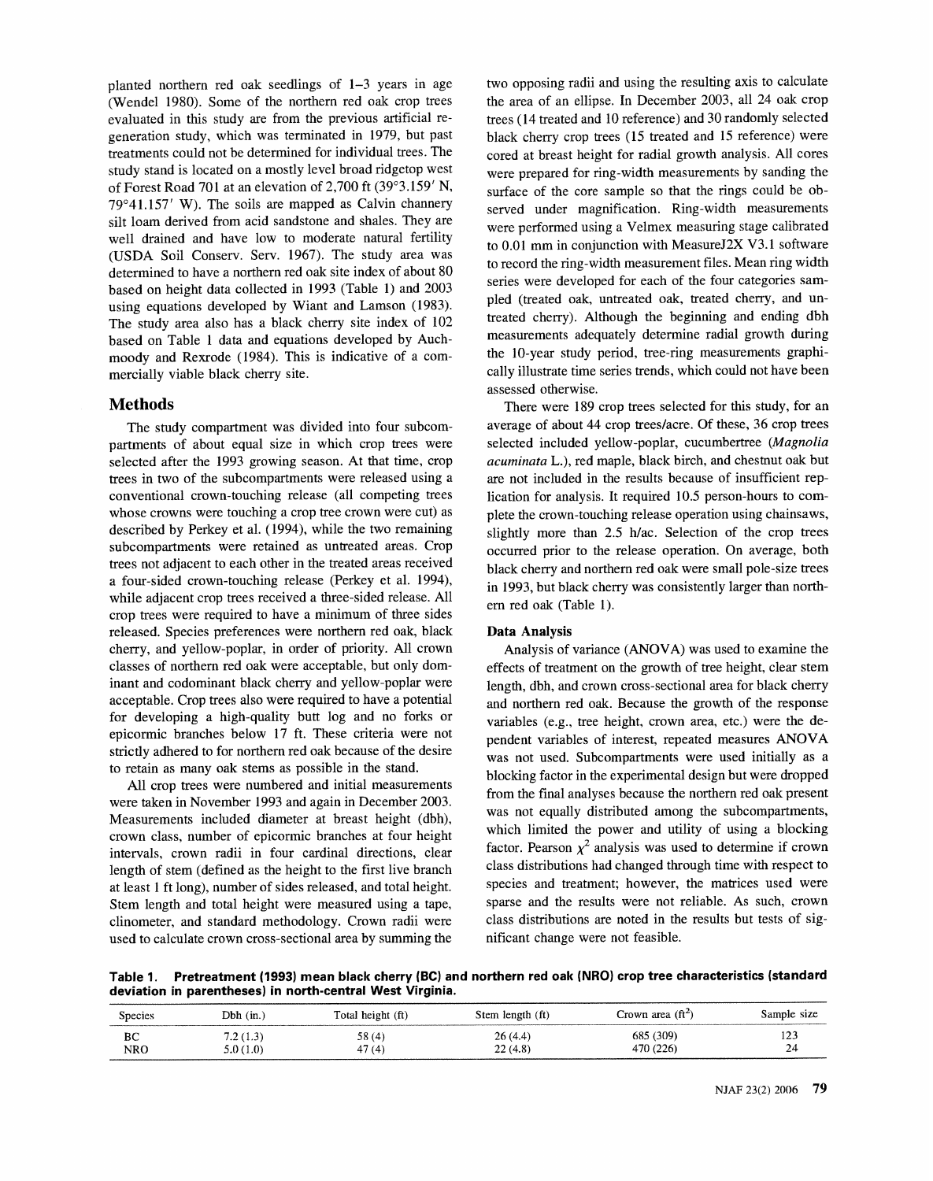planted northern red oak seedlings of 1–3 years in age (Wendel 1980). Some of the northern red oak crop trees evaluated in this study are from the previous artificial regeneration study, which was terminated in 1979, but past treatments could not be determined for individual trees. The study stand is located on a mostly level broad ridgetop west of Forest Road 701 at an elevation of 2,700 ft (39°3.159′ N, 79°41.157′ W). The soils are mapped as Calvin channery silt loam derived from acid sandstone and shales. They are well drained and have low to moderate natural fertility (USDA Soil Conserv. Serv. 1967). The study area was determined to have a northern red oak site index of about 80 based on height data collected in 1993 (Table 1) and 2003 using equations developed by Wiant and Lamson (1983). The study area also has a black cherry site index of 102 based on Table 1 data and equations developed by Auchmoody and Rexrode (1984). This is indicative of a commercially viable black cherry site.

## Methods

The study compartment was divided into four subcompartments of about equal size in which crop trees were selected after the 1993 growing season. At that time, crop trees in two of the subcompartments were released using a conventional crown-touching release (all competing trees whose crowns were touching a crop tree crown were cut) as described by Perkey et al. (1994), while the two remaining subcompartments were retained as untreated areas. Crop trees not adjacent to each other in the treated areas received a four-sided crown-touching release (Perkey et al. 1994), while adjacent crop trees received a three-sided release. All crop trees were required to have a minimum of three sides released. Species preferences were northern red oak, black cherry, and yellow-poplar, in order of priority. All crown classes of northern red oak were acceptable, but only dominant and codominant black cherry and yellow-poplar were acceptable. Crop trees also were required to have a potential for developing a high-quality butt log and no forks or epicormic branches below 17 ft. These criteria were not strictly adhered to for northern red oak because of the desire to retain as many oak stems as possible in the stand.

All crop trees were numbered and initial measurements were taken in November 1993 and again in December 2003. Measurements included diameter at breast height (dbh), crown class, number of epicormic branches at four height intervals, crown radii in four cardinal directions, clear length of stem (defined as the height to the first live branch at least 1 ft long), number of sides released, and total height. Stem length and total height were measured using a tape, clinometer, and standard methodology. Crown radii were used to calculate crown cross-sectional area by summing the two opposing radii and using the resulting axis to calculate the area of an ellipse. In December 2003, all 24 oak crop trees (14 treated and 10 reference) and 30 randomly selected black cherry crop trees (15 treated and 15 reference) were cored at breast height for radial growth analysis. All cores were prepared for ring-width measurements by sanding the surface of the core sample so that the rings could be observed under magnification. Ring-width measurements were performed using a Velmex measuring stage calibrated to 0.01 mm in conjunction with MeasureJ2X V3.1 software to record the ring-width measurement files. Mean ring width series were developed for each of the four categories sampled (treated oak, untreated oak, treated cherry, and untreated cherry). Although the beginning and ending dbh measurements adequately determine radial growth during the 10-year study period, tree-ring measurements graphically illustrate time series trends, which could not have been assessed otherwise.

There were 189 crop trees selected for this study, for an average of about 44 crop trees/acre. Of these, 36 crop trees selected included yellow-poplar, cucumbertree (*Magnolia acuminata* L.), red maple, black birch, and chestnut oak but are not included in the results because of insufficient replication for analysis. It required 10.5 person-hours to complete the crown-touching release operation using chainsaws, slightly more than 2.5 h/ac. Selection of the crop trees occurred prior to the release operation. On average, both black cherry and northern red oak were small pole-size trees in 1993, but black cherry was consistently larger than northern red oak (Table 1).

### Data Analysis

Analysis of variance (ANOVA) was used to examine the effects of treatment on the growth of tree height, clear stem length, dbh, and crown cross-sectional area for black cherry and northern red oak. Because the growth of the response variables (e.g., tree height, crown area, etc.) were the dependent variables of interest, repeated measures ANOVA was not used. Subcompartments were used initially as a blocking factor in the experimental design but were dropped from the final analyses because the northern red oak present was not equally distributed among the subcompartments, which limited the power and utility of using a blocking factor. Pearson $\chi^2$ analysis was used to determine if crown class distributions had changed through time with respect to species and treatment; however, the matrices used were sparse and the results were not reliable. As such, crown class distributions are noted in the results but tests of significant change were not feasible.

**Table 1. Pretreatment (1993) mean black cherry (BC) and northern red oak (NRO) crop tree characteristics (standard deviation in parentheses) in north-central West Virginia.**

| Species | Dbh (in.) | Total height (ft) | Stem length (ft) | Crown area (ft$^2$) | Sample size |
|---|---|---|---|---|---|
| BC | 7.2 (1.3) | 58 (4) | 26 (4.4) | 685 (309) | 123 |
| NRO | 5.0 (1.0) | 47 (4) | 22 (4.8) | 470 (226) | 24 |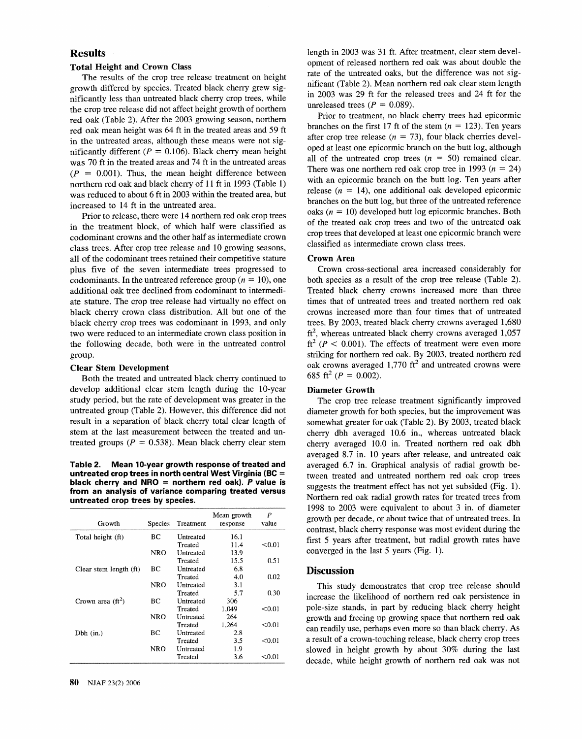## Results

### Total Height and Crown Class

The results of the crop tree release treatment on height growth differed by species. Treated black cherry grew significantly less than untreated black cherry crop trees, while the crop tree release did not affect height growth of northern red oak (Table 2). After the 2003 growing season, northern red oak mean height was 64 ft in the treated areas and 59 ft in the untreated areas, although these means were not significantly different ($P = 0.106$). Black cherry mean height was 70 ft in the treated areas and 74 ft in the untreated areas ($P = 0.001$). Thus, the mean height difference between northern red oak and black cherry of 11 ft in 1993 (Table 1) was reduced to about 6 ft in 2003 within the treated area, but increased to 14 ft in the untreated area.

Prior to release, there were 14 northern red oak crop trees in the treatment block, of which half were classified as codominant crowns and the other half as intermediate crown class trees. After crop tree release and 10 growing seasons, all of the codominant trees retained their competitive stature plus five of the seven intermediate trees progressed to codominants. In the untreated reference group ($n = 10$), one additional oak tree declined from codominant to intermediate stature. The crop tree release had virtually no effect on black cherry crown class distribution. All but one of the black cherry crop trees was codominant in 1993, and only two were reduced to an intermediate crown class position in the following decade, both were in the untreated control group.

### Clear Stem Development

Both the treated and untreated black cherry continued to develop additional clear stem length during the 10-year study period, but the rate of development was greater in the untreated group (Table 2). However, this difference did not result in a separation of black cherry total clear length of stem at the last measurement between the treated and untreated groups ($P = 0.538$). Mean black cherry clear stem length in 2003 was 31 ft. After treatment, clear stem development of released northern red oak was about double the rate of the untreated oaks, but the difference was not significant (Table 2). Mean northern red oak clear stem length in 2003 was 29 ft for the released trees and 24 ft for the unreleased trees ($P = 0.089$).

Prior to treatment, no black cherry trees had epicormic branches on the first 17 ft of the stem ($n = 123$). Ten years after crop tree release ($n = 73$), four black cherries developed at least one epicormic branch on the butt log, although all of the untreated crop trees ($n = 50$) remained clear. There was one northern red oak crop tree in 1993 ($n = 24$) with an epicormic branch on the butt log. Ten years after release ($n = 14$), one additional oak developed epicormic branches on the butt log, but three of the untreated reference oaks ($n = 10$) developed butt log epicormic branches. Both of the treated oak crop trees and two of the untreated oak crop trees that developed at least one epicormic branch were classified as intermediate crown class trees.

### Crown Area

Crown cross-sectional area increased considerably for both species as a result of the crop tree release (Table 2). Treated black cherry crowns increased more than three times that of untreated trees and treated northern red oak crowns increased more than four times that of untreated trees. By 2003, treated black cherry crowns averaged 1,680 $ft^2$, whereas untreated black cherry crowns averaged 1,057 $ft^2$ ($P < 0.001$). The effects of treatment were even more striking for northern red oak. By 2003, treated northern red oak crowns averaged 1,770 $ft^2$ and untreated crowns were 685 $ft^2$ ($P = 0.002$).

### Diameter Growth

The crop tree release treatment significantly improved diameter growth for both species, but the improvement was somewhat greater for oak (Table 2). By 2003, treated black cherry dbh averaged 10.6 in., whereas untreated black cherry averaged 10.0 in. Treated northern red oak dbh averaged 8.7 in. 10 years after release, and untreated oak averaged 6.7 in. Graphical analysis of radial growth between treated and untreated northern red oak crop trees suggests the treatment effect has not yet subsided (Fig. 1). Northern red oak radial growth rates for treated trees from 1998 to 2003 were equivalent to about 3 in. of diameter growth per decade, or about twice that of untreated trees. In contrast, black cherry response was most evident during the first 5 years after treatment, but radial growth rates have converged in the last 5 years (Fig. 1).

**Table 2. Mean 10-year growth response of treated and untreated crop trees in north central West Virginia (BC = black cherry and NRO = northern red oak). *P* value is from an analysis of variance comparing treated versus untreated crop trees by species.**

| Growth | Species | Treatment | Mean growth response | *P* value |
|---|---|---|---|---|
| Total height (ft) | BC | Untreated | 16.1 | |
| | | Treated | 11.4 | <0.01 |
| | NRO | Untreated | 13.9 | |
| | | Treated | 15.5 | 0.51 |
| Clear stem length (ft) | BC | Untreated | 6.8 | |
| | | Treated | 4.0 | 0.02 |
| | NRO | Untreated | 3.1 | |
| | | Treated | 5.7 | 0.30 |
| Crown area ($ft^2$) | BC | Untreated | 306 | |
| | | Treated | 1,049 | <0.01 |
| | NRO | Untreated | 264 | |
| | | Treated | 1,264 | <0.01 |
| Dbh (in.) | BC | Untreated | 2.8 | |
| | | Treated | 3.5 | <0.01 |
| | NRO | Untreated | 1.9 | |
| | | Treated | 3.6 | <0.01 |

## Discussion

This study demonstrates that crop tree release should increase the likelihood of northern red oak persistence in pole-size stands, in part by reducing black cherry height growth and freeing up growing space that northern red oak can readily use, perhaps even more so than black cherry. As a result of a crown-touching release, black cherry crop trees slowed in height growth by about 30% during the last decade, while height growth of northern red oak was not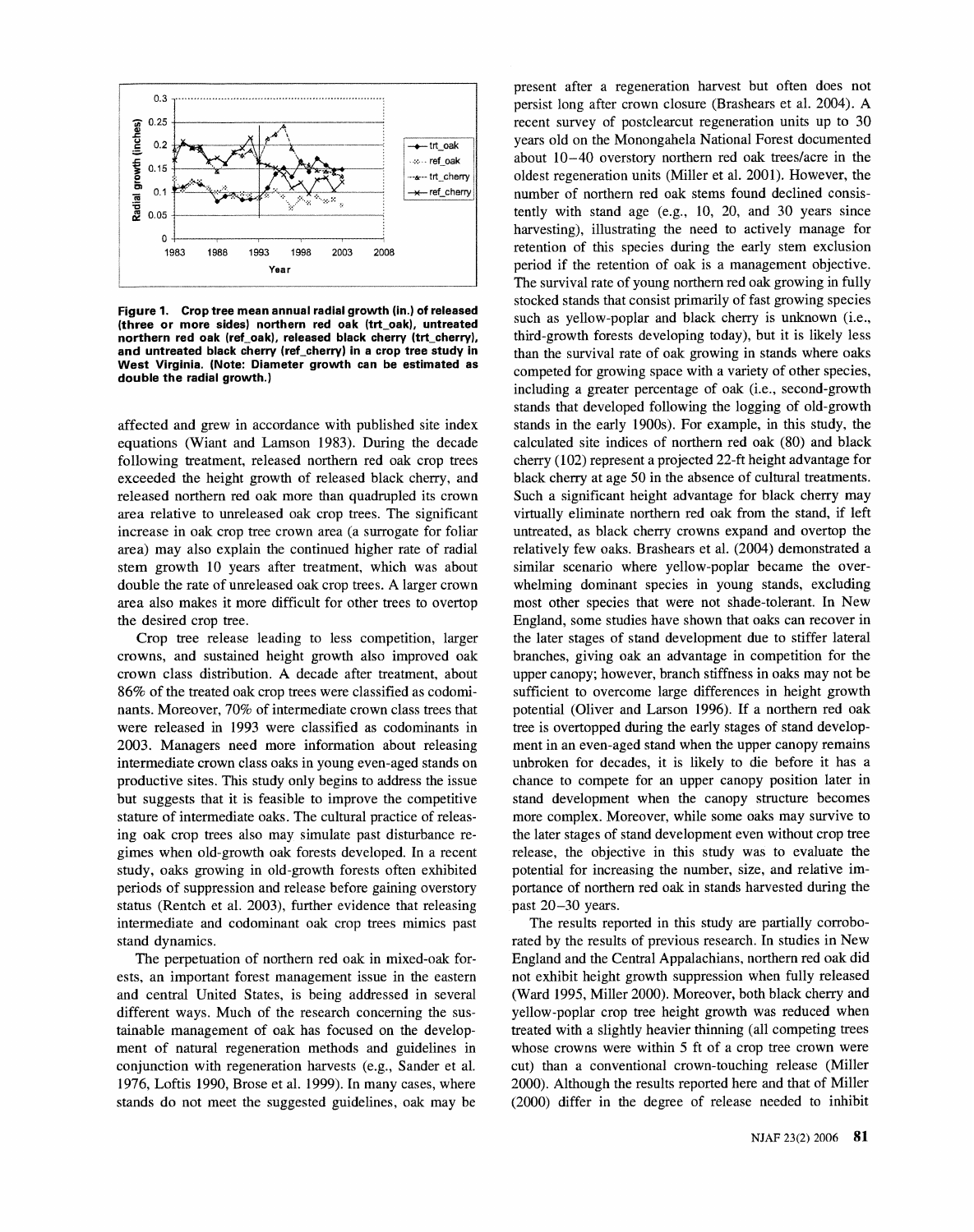Figure 1. Crop tree mean annual radial growth (in.) of released (three or more sides) northern red oak (trt_oak), untreated northern red oak (ref_oak), released black cherry (trt_cherry), and untreated black cherry (ref_cherry) in a crop tree study in West Virginia. (Note: Diameter growth can be estimated as double the radial growth.)

affected and grew in accordance with published site index equations (Wiant and Lamson 1983). During the decade following treatment, released northern red oak crop trees exceeded the height growth of released black cherry, and released northern red oak more than quadrupled its crown area relative to unreleased oak crop trees. The significant increase in oak crop tree crown area (a surrogate for foliar area) may also explain the continued higher rate of radial stem growth 10 years after treatment, which was about double the rate of unreleased oak crop trees. A larger crown area also makes it more difficult for other trees to overtop the desired crop tree.

Crop tree release leading to less competition, larger crowns, and sustained height growth also improved oak crown class distribution. A decade after treatment, about 86% of the treated oak crop trees were classified as codominants. Moreover, 70% of intermediate crown class trees that were released in 1993 were classified as codominants in 2003. Managers need more information about releasing intermediate crown class oaks in young even-aged stands on productive sites. This study only begins to address the issue but suggests that it is feasible to improve the competitive stature of intermediate oaks. The cultural practice of releasing oak crop trees also may simulate past disturbance regimes when old-growth oak forests developed. In a recent study, oaks growing in old-growth forests often exhibited periods of suppression and release before gaining overstory status (Rentch et al. 2003), further evidence that releasing intermediate and codominant oak crop trees mimics past stand dynamics.

The perpetuation of northern red oak in mixed-oak forests, an important forest management issue in the eastern and central United States, is being addressed in several different ways. Much of the research concerning the sustainable management of oak has focused on the development of natural regeneration methods and guidelines in conjunction with regeneration harvests (e.g., Sander et al. 1976, Loftis 1990, Brose et al. 1999). In many cases, where stands do not meet the suggested guidelines, oak may be present after a regeneration harvest but often does not persist long after crown closure (Brashears et al. 2004). A recent survey of postclearcut regeneration units up to 30 years old on the Monongahela National Forest documented about 10–40 overstory northern red oak trees/acre in the oldest regeneration units (Miller et al. 2001). However, the number of northern red oak stems found declined consistently with stand age (e.g., 10, 20, and 30 years since harvesting), illustrating the need to actively manage for retention of this species during the early stem exclusion period if the retention of oak is a management objective. The survival rate of young northern red oak growing in fully stocked stands that consist primarily of fast growing species such as yellow-poplar and black cherry is unknown (i.e., third-growth forests developing today), but it is likely less than the survival rate of oak growing in stands where oaks competed for growing space with a variety of other species, including a greater percentage of oak (i.e., second-growth stands that developed following the logging of old-growth stands in the early 1900s). For example, in this study, the calculated site indices of northern red oak (80) and black cherry (102) represent a projected 22-ft height advantage for black cherry at age 50 in the absence of cultural treatments. Such a significant height advantage for black cherry may virtually eliminate northern red oak from the stand, if left untreated, as black cherry crowns expand and overtop the relatively few oaks. Brashears et al. (2004) demonstrated a similar scenario where yellow-poplar became the overwhelming dominant species in young stands, excluding most other species that were not shade-tolerant. In New England, some studies have shown that oaks can recover in the later stages of stand development due to stiffer lateral branches, giving oak an advantage in competition for the upper canopy; however, branch stiffness in oaks may not be sufficient to overcome large differences in height growth potential (Oliver and Larson 1996). If a northern red oak tree is overtopped during the early stages of stand development in an even-aged stand when the upper canopy remains unbroken for decades, it is likely to die before it has a chance to compete for an upper canopy position later in stand development when the canopy structure becomes more complex. Moreover, while some oaks may survive to the later stages of stand development even without crop tree release, the objective in this study was to evaluate the potential for increasing the number, size, and relative importance of northern red oak in stands harvested during the past 20–30 years.

The results reported in this study are partially corroborated by the results of previous research. In studies in New England and the Central Appalachians, northern red oak did not exhibit height growth suppression when fully released (Ward 1995, Miller 2000). Moreover, both black cherry and yellow-poplar crop tree height growth was reduced when treated with a slightly heavier thinning (all competing trees whose crowns were within 5 ft of a crop tree crown were cut) than a conventional crown-touching release (Miller 2000). Although the results reported here and that of Miller (2000) differ in the degree of release needed to inhibit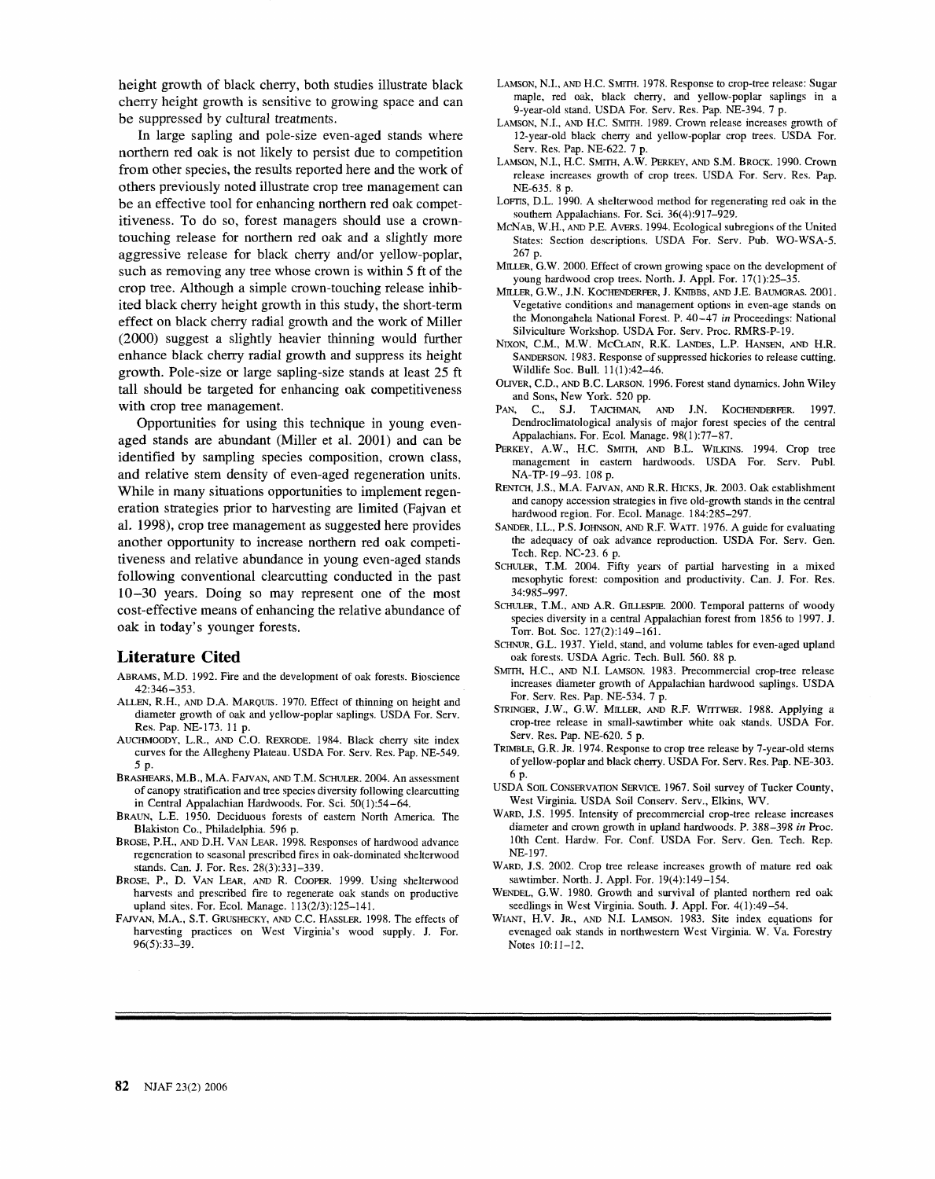height growth of black cherry, both studies illustrate black cherry height growth is sensitive to growing space and can be suppressed by cultural treatments.

In large sapling and pole-size even-aged stands where northern red oak is not likely to persist due to competition from other species, the results reported here and the work of others previously noted illustrate crop tree management can be an effective tool for enhancing northern red oak competitiveness. To do so, forest managers should use a crown-touching release for northern red oak and a slightly more aggressive release for black cherry and/or yellow-poplar, such as removing any tree whose crown is within 5 ft of the crop tree. Although a simple crown-touching release inhibited black cherry height growth in this study, the short-term effect on black cherry radial growth and the work of Miller (2000) suggest a slightly heavier thinning would further enhance black cherry radial growth and suppress its height growth. Pole-size or large sapling-size stands at least 25 ft tall should be targeted for enhancing oak competitiveness with crop tree management.

Opportunities for using this technique in young even-aged stands are abundant (Miller et al. 2001) and can be identified by sampling species composition, crown class, and relative stem density of even-aged regeneration units. While in many situations opportunities to implement regeneration strategies prior to harvesting are limited (Fajvan et al. 1998), crop tree management as suggested here provides another opportunity to increase northern red oak competitiveness and relative abundance in young even-aged stands following conventional clearcutting conducted in the past 10–30 years. Doing so may represent one of the most cost-effective means of enhancing the relative abundance of oak in today's younger forests.

## Literature Cited

ABRAMS, M.D. 1992. Fire and the development of oak forests. Bioscience 42:346–353.

ALLEN, R.H., AND D.A. MARQUIS. 1970. Effect of thinning on height and diameter growth of oak and yellow-poplar saplings. USDA For. Serv. Res. Pap. NE-173. 11 p.

AUCHMOODY, L.R., AND C.O. REXRODE. 1984. Black cherry site index curves for the Allegheny Plateau. USDA For. Serv. Res. Pap. NE-549. 5 p.

BRASHEARS, M.B., M.A. FAJVAN, AND T.M. SCHULER. 2004. An assessment of canopy stratification and tree species diversity following clearcutting in Central Appalachian Hardwoods. For. Sci. 50(1):54–64.

BRAUN, L.E. 1950. Deciduous forests of eastern North America. The Blakiston Co., Philadelphia. 596 p.

BROSE, P.H., AND D.H. VAN LEAR. 1998. Responses of hardwood advance regeneration to seasonal prescribed fires in oak-dominated shelterwood stands. Can. J. For. Res. 28(3):331–339.

BROSE, P., D. VAN LEAR, AND R. COOPER. 1999. Using shelterwood harvests and prescribed fire to regenerate oak stands on productive upland sites. For. Ecol. Manage. 113(2/3):125–141.

FAJVAN, M.A., S.T. GRUSHECKY, AND C.C. HASSLER. 1998. The effects of harvesting practices on West Virginia's wood supply. J. For. 96(5):33–39.

LAMSON, N.I., AND H.C. SMITH. 1978. Response to crop-tree release: Sugar maple, red oak, black cherry, and yellow-poplar saplings in a 9-year-old stand. USDA For. Serv. Res. Pap. NE-394. 7 p.

LAMSON, N.I., AND H.C. SMITH. 1989. Crown release increases growth of 12-year-old black cherry and yellow-poplar crop trees. USDA For. Serv. Res. Pap. NE-622. 7 p.

LAMSON, N.I., H.C. SMITH, A.W. PERKEY, AND S.M. BROCK. 1990. Crown release increases growth of crop trees. USDA For. Serv. Res. Pap. NE-635. 8 p.

LOFTIS, D.L. 1990. A shelterwood method for regenerating red oak in the southern Appalachians. For. Sci. 36(4):917–929.

MCNAB, W.H., AND P.E. AVERS. 1994. Ecological subregions of the United States: Section descriptions. USDA For. Serv. Pub. WO-WSA-5. 267 p.

MILLER, G.W. 2000. Effect of crown growing space on the development of young hardwood crop trees. North. J. Appl. For. 17(1):25–35.

MILLER, G.W., J.N. KOCHENDERFER, J. KNIBBS, AND J.E. BAUMGRAS. 2001. Vegetative conditions and management options in even-age stands on the Monongahela National Forest. P. 40–47 *in* Proceedings: National Silviculture Workshop. USDA For. Serv. Proc. RMRS-P-19.

NIXON, C.M., M.W. MCCLAIN, R.K. LANDES, L.P. HANSEN, AND H.R. SANDERSON. 1983. Response of suppressed hickories to release cutting. Wildlife Soc. Bull. 11(1):42–46.

OLIVER, C.D., AND B.C. LARSON. 1996. Forest stand dynamics. John Wiley and Sons, New York. 520 pp.

PAN, C., S.J. TAJCHMAN, AND J.N. KOCHENDERFER. 1997. Dendroclimatological analysis of major forest species of the central Appalachians. For. Ecol. Manage. 98(1):77–87.

PERKEY, A.W., H.C. SMITH, AND B.L. WILKINS. 1994. Crop tree management in eastern hardwoods. USDA For. Serv. Publ. NA-TP-19–93. 108 p.

RENTCH, J.S., M.A. FAJVAN, AND R.R. HICKS, JR. 2003. Oak establishment and canopy accession strategies in five old-growth stands in the central hardwood region. For. Ecol. Manage. 184:285–297.

SANDER, I.L., P.S. JOHNSON, AND R.F. WATT. 1976. A guide for evaluating the adequacy of oak advance reproduction. USDA For. Serv. Gen. Tech. Rep. NC-23. 6 p.

SCHULER, T.M. 2004. Fifty years of partial harvesting in a mixed mesophytic forest: composition and productivity. Can. J. For. Res. 34:985–997.

SCHULER, T.M., AND A.R. GILLESPIE. 2000. Temporal patterns of woody species diversity in a central Appalachian forest from 1856 to 1997. J. Torr. Bot. Soc. 127(2):149–161.

SCHNUR, G.L. 1937. Yield, stand, and volume tables for even-aged upland oak forests. USDA Agric. Tech. Bull. 560. 88 p.

SMITH, H.C., AND N.I. LAMSON. 1983. Precommercial crop-tree release increases diameter growth of Appalachian hardwood saplings. USDA For. Serv. Res. Pap. NE-534. 7 p.

STRINGER, J.W., G.W. MILLER, AND R.F. WITTWER. 1988. Applying a crop-tree release in small-sawtimber white oak stands. USDA For. Serv. Res. Pap. NE-620. 5 p.

TRIMBLE, G.R. JR. 1974. Response to crop tree release by 7-year-old stems of yellow-poplar and black cherry. USDA For. Serv. Res. Pap. NE-303. 6 p.

USDA SOIL CONSERVATION SERVICE. 1967. Soil survey of Tucker County, West Virginia. USDA Soil Conserv. Serv., Elkins, WV.

WARD, J.S. 1995. Intensity of precommercial crop-tree release increases diameter and crown growth in upland hardwoods. P. 388–398 *in* Proc. 10th Cent. Hardw. For. Conf. USDA For. Serv. Gen. Tech. Rep. NE-197.

WARD, J.S. 2002. Crop tree release increases growth of mature red oak sawtimber. North. J. Appl. For. 19(4):149–154.

WENDEL, G.W. 1980. Growth and survival of planted northern red oak seedlings in West Virginia. South. J. Appl. For. 4(1):49–54.

WIANT, H.V. JR., AND N.I. LAMSON. 1983. Site index equations for evenaged oak stands in northwestern West Virginia. W. Va. Forestry Notes 10:11–12.